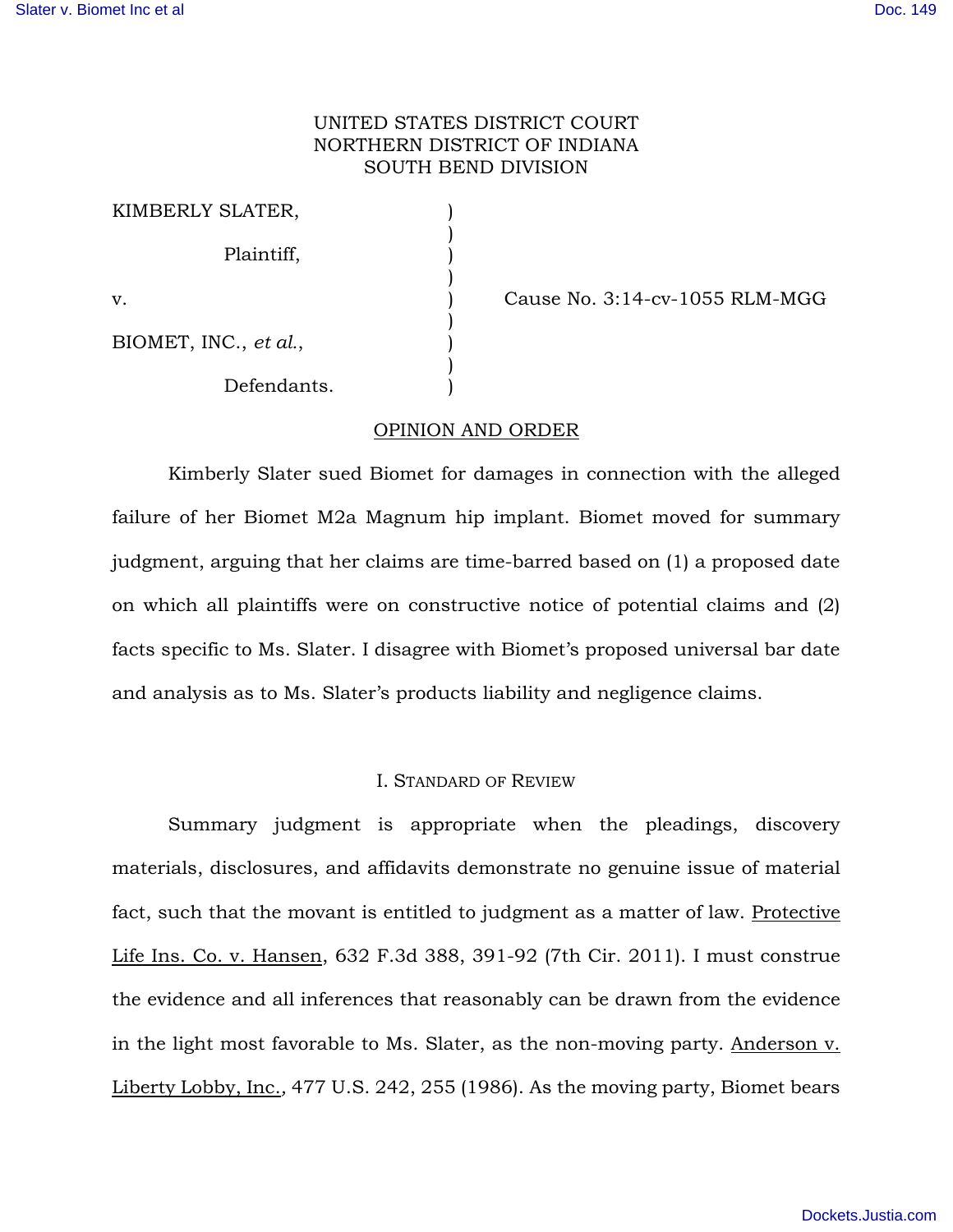UNITED STATES DISTRICT COURT
NORTHERN DISTRICT OF INDIANA
SOUTH BEND DIVISION

| | | |
|---|---|---|
| KIMBERLY SLATER, | ) | |
| Plaintiff, | ) | |
| v. | ) | Cause No. 3:14-cv-1055 RLM-MGG |
| BIOMET, INC., *et al.*, | ) | |
| Defendants. | ) | |

OPINION AND ORDER

Kimberly Slater sued Biomet for damages in connection with the alleged failure of her Biomet M2a Magnum hip implant. Biomet moved for summary judgment, arguing that her claims are time-barred based on (1) a proposed date on which all plaintiffs were on constructive notice of potential claims and (2) facts specific to Ms. Slater. I disagree with Biomet's proposed universal bar date and analysis as to Ms. Slater's products liability and negligence claims.

## I. Standard of Review

Summary judgment is appropriate when the pleadings, discovery materials, disclosures, and affidavits demonstrate no genuine issue of material fact, such that the movant is entitled to judgment as a matter of law. Protective Life Ins. Co. v. Hansen, 632 F.3d 388, 391-92 (7th Cir. 2011). I must construe the evidence and all inferences that reasonably can be drawn from the evidence in the light most favorable to Ms. Slater, as the non-moving party. Anderson v. Liberty Lobby, Inc., 477 U.S. 242, 255 (1986). As the moving party, Biomet bears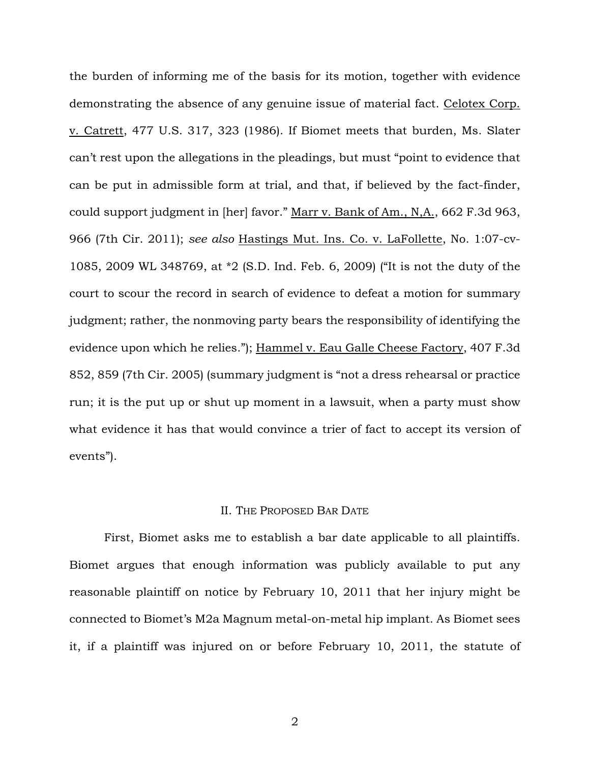the burden of informing me of the basis for its motion, together with evidence demonstrating the absence of any genuine issue of material fact. Celotex Corp. v. Catrett, 477 U.S. 317, 323 (1986). If Biomet meets that burden, Ms. Slater can't rest upon the allegations in the pleadings, but must "point to evidence that can be put in admissible form at trial, and that, if believed by the fact-finder, could support judgment in [her] favor." Marr v. Bank of Am., N,A., 662 F.3d 963, 966 (7th Cir. 2011); *see also* Hastings Mut. Ins. Co. v. LaFollette, No. 1:07-cv-1085, 2009 WL 348769, at *2 (S.D. Ind. Feb. 6, 2009) ("It is not the duty of the court to scour the record in search of evidence to defeat a motion for summary judgment; rather, the nonmoving party bears the responsibility of identifying the evidence upon which he relies."); Hammel v. Eau Galle Cheese Factory, 407 F.3d 852, 859 (7th Cir. 2005) (summary judgment is "not a dress rehearsal or practice run; it is the put up or shut up moment in a lawsuit, when a party must show what evidence it has that would convince a trier of fact to accept its version of events").

## II. The Proposed Bar Date

First, Biomet asks me to establish a bar date applicable to all plaintiffs. Biomet argues that enough information was publicly available to put any reasonable plaintiff on notice by February 10, 2011 that her injury might be connected to Biomet's M2a Magnum metal-on-metal hip implant. As Biomet sees it, if a plaintiff was injured on or before February 10, 2011, the statute of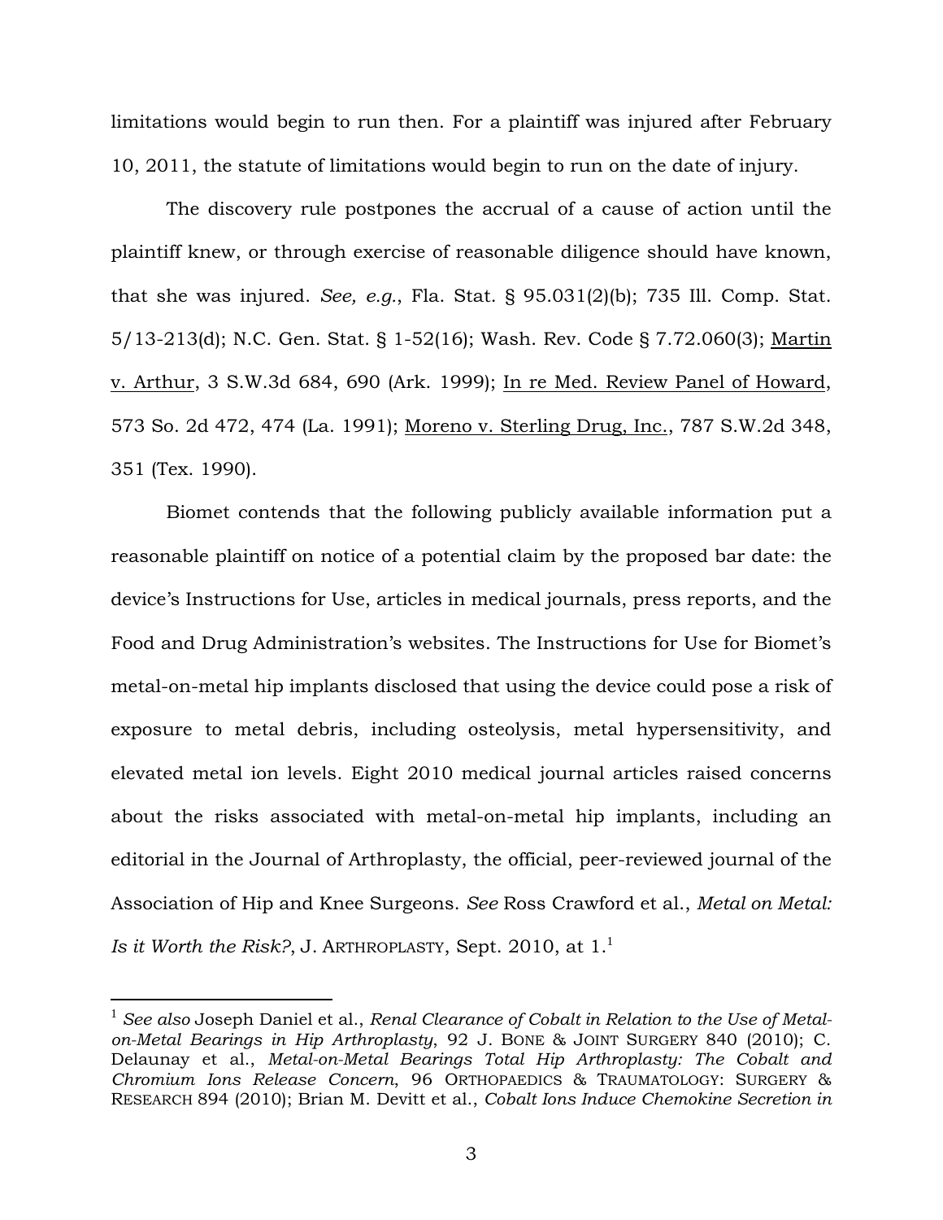limitations would begin to run then. For a plaintiff was injured after February 10, 2011, the statute of limitations would begin to run on the date of injury.

The discovery rule postpones the accrual of a cause of action until the plaintiff knew, or through exercise of reasonable diligence should have known, that she was injured. *See, e.g.*, Fla. Stat. § 95.031(2)(b); 735 Ill. Comp. Stat. 5/13-213(d); N.C. Gen. Stat. § 1-52(16); Wash. Rev. Code § 7.72.060(3); Martin v. Arthur, 3 S.W.3d 684, 690 (Ark. 1999); In re Med. Review Panel of Howard, 573 So. 2d 472, 474 (La. 1991); Moreno v. Sterling Drug, Inc., 787 S.W.2d 348, 351 (Tex. 1990).

Biomet contends that the following publicly available information put a reasonable plaintiff on notice of a potential claim by the proposed bar date: the device's Instructions for Use, articles in medical journals, press reports, and the Food and Drug Administration's websites. The Instructions for Use for Biomet's metal-on-metal hip implants disclosed that using the device could pose a risk of exposure to metal debris, including osteolysis, metal hypersensitivity, and elevated metal ion levels. Eight 2010 medical journal articles raised concerns about the risks associated with metal-on-metal hip implants, including an editorial in the Journal of Arthroplasty, the official, peer-reviewed journal of the Association of Hip and Knee Surgeons. *See* Ross Crawford et al., *Metal on Metal: Is it Worth the Risk?*, J. ARTHROPLASTY, Sept. 2010, at 1.[1]

[1] *See also* Joseph Daniel et al., *Renal Clearance of Cobalt in Relation to the Use of Metal-on-Metal Bearings in Hip Arthroplasty*, 92 J. BONE & JOINT SURGERY 840 (2010); C. Delaunay et al., *Metal-on-Metal Bearings Total Hip Arthroplasty: The Cobalt and Chromium Ions Release Concern*, 96 ORTHOPAEDICS & TRAUMATOLOGY: SURGERY & RESEARCH 894 (2010); Brian M. Devitt et al., *Cobalt Ions Induce Chemokine Secretion in*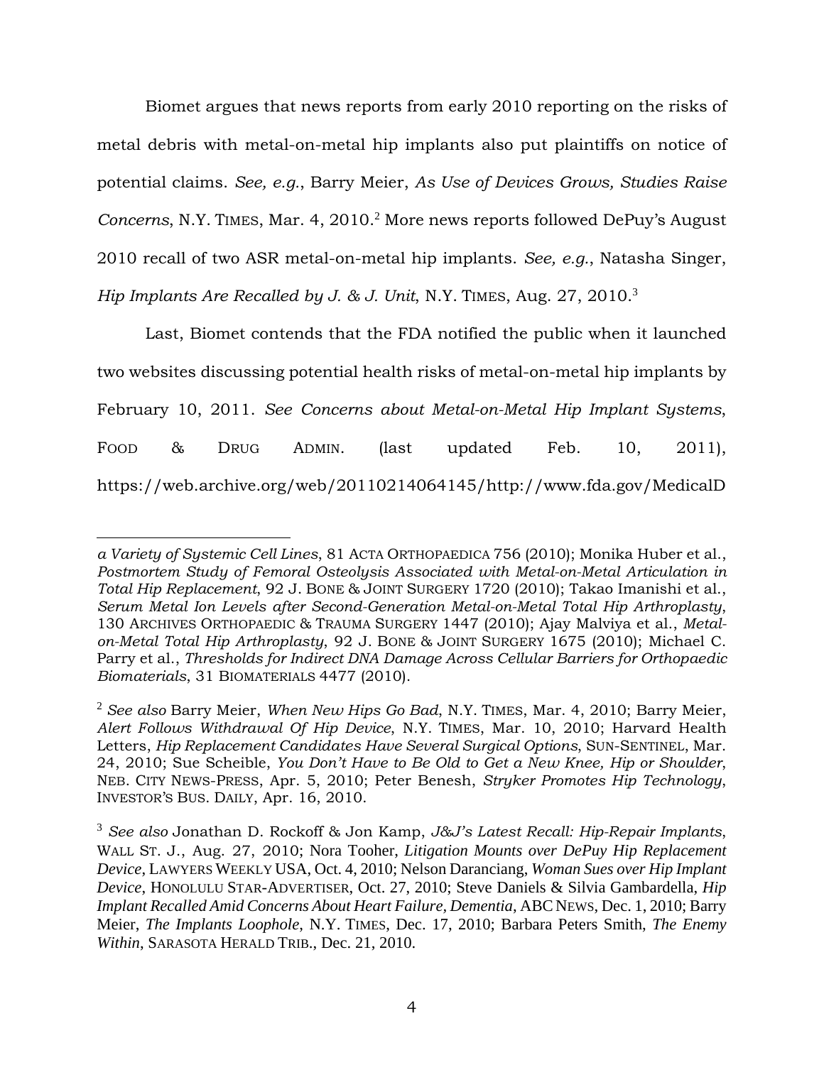Biomet argues that news reports from early 2010 reporting on the risks of metal debris with metal-on-metal hip implants also put plaintiffs on notice of potential claims. *See, e.g.*, Barry Meier, *As Use of Devices Grows, Studies Raise Concerns*, N.Y. TIMES, Mar. 4, 2010.[2] More news reports followed DePuy's August 2010 recall of two ASR metal-on-metal hip implants. *See, e.g.*, Natasha Singer, *Hip Implants Are Recalled by J. & J. Unit*, N.Y. TIMES, Aug. 27, 2010.[3]

Last, Biomet contends that the FDA notified the public when it launched two websites discussing potential health risks of metal-on-metal hip implants by February 10, 2011. *See Concerns about Metal-on-Metal Hip Implant Systems*, FOOD & DRUG ADMIN. (last updated Feb. 10, 2011), https://web.archive.org/web/20110214064145/http://www.fda.gov/MedicalD

---

*a Variety of Systemic Cell Lines*, 81 ACTA ORTHOPAEDICA 756 (2010); Monika Huber et al., *Postmortem Study of Femoral Osteolysis Associated with Metal-on-Metal Articulation in Total Hip Replacement*, 92 J. BONE & JOINT SURGERY 1720 (2010); Takao Imanishi et al., *Serum Metal Ion Levels after Second-Generation Metal-on-Metal Total Hip Arthroplasty*, 130 ARCHIVES ORTHOPAEDIC & TRAUMA SURGERY 1447 (2010); Ajay Malviya et al., *Metal-on-Metal Total Hip Arthroplasty*, 92 J. BONE & JOINT SURGERY 1675 (2010); Michael C. Parry et al., *Thresholds for Indirect DNA Damage Across Cellular Barriers for Orthopaedic Biomaterials*, 31 BIOMATERIALS 4477 (2010).

[2] *See also* Barry Meier, *When New Hips Go Bad*, N.Y. TIMES, Mar. 4, 2010; Barry Meier, *Alert Follows Withdrawal Of Hip Device*, N.Y. TIMES, Mar. 10, 2010; Harvard Health Letters, *Hip Replacement Candidates Have Several Surgical Options*, SUN-SENTINEL, Mar. 24, 2010; Sue Scheible, *You Don't Have to Be Old to Get a New Knee, Hip or Shoulder*, NEB. CITY NEWS-PRESS, Apr. 5, 2010; Peter Benesh, *Stryker Promotes Hip Technology*, INVESTOR'S BUS. DAILY, Apr. 16, 2010.

[3] *See also* Jonathan D. Rockoff & Jon Kamp, *J&J's Latest Recall: Hip-Repair Implants*, WALL ST. J., Aug. 27, 2010; Nora Tooher, *Litigation Mounts over DePuy Hip Replacement Device*, LAWYERS WEEKLY USA, Oct. 4, 2010; Nelson Daranciang, *Woman Sues over Hip Implant Device*, HONOLULU STAR-ADVERTISER, Oct. 27, 2010; Steve Daniels & Silvia Gambardella, *Hip Implant Recalled Amid Concerns About Heart Failure, Dementia*, ABC NEWS, Dec. 1, 2010; Barry Meier, *The Implants Loophole*, N.Y. TIMES, Dec. 17, 2010; Barbara Peters Smith, *The Enemy Within*, SARASOTA HERALD TRIB., Dec. 21, 2010.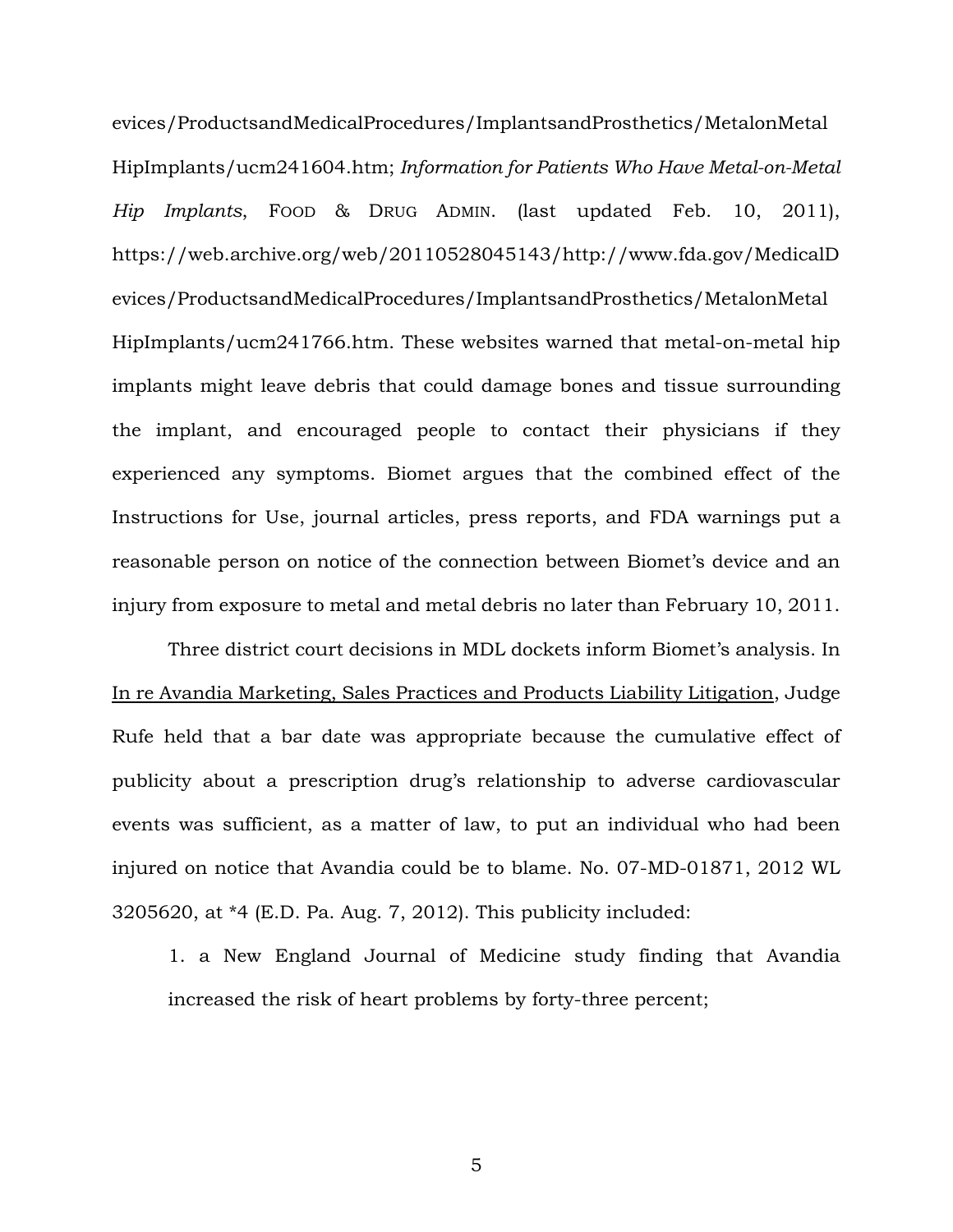evices/ProductsandMedicalProcedures/ImplantsandProsthetics/MetalonMetal HipImplants/ucm241604.htm; *Information for Patients Who Have Metal-on-Metal Hip Implants*, FOOD & DRUG ADMIN. (last updated Feb. 10, 2011), https://web.archive.org/web/20110528045143/http://www.fda.gov/MedicalDevices/ProductsandMedicalProcedures/ImplantsandProsthetics/MetalonMetal HipImplants/ucm241766.htm. These websites warned that metal-on-metal hip implants might leave debris that could damage bones and tissue surrounding the implant, and encouraged people to contact their physicians if they experienced any symptoms. Biomet argues that the combined effect of the Instructions for Use, journal articles, press reports, and FDA warnings put a reasonable person on notice of the connection between Biomet's device and an injury from exposure to metal and metal debris no later than February 10, 2011.

Three district court decisions in MDL dockets inform Biomet's analysis. In In re Avandia Marketing, Sales Practices and Products Liability Litigation, Judge Rufe held that a bar date was appropriate because the cumulative effect of publicity about a prescription drug's relationship to adverse cardiovascular events was sufficient, as a matter of law, to put an individual who had been injured on notice that Avandia could be to blame. No. 07-MD-01871, 2012 WL 3205620, at *4 (E.D. Pa. Aug. 7, 2012). This publicity included:

1. a New England Journal of Medicine study finding that Avandia increased the risk of heart problems by forty-three percent;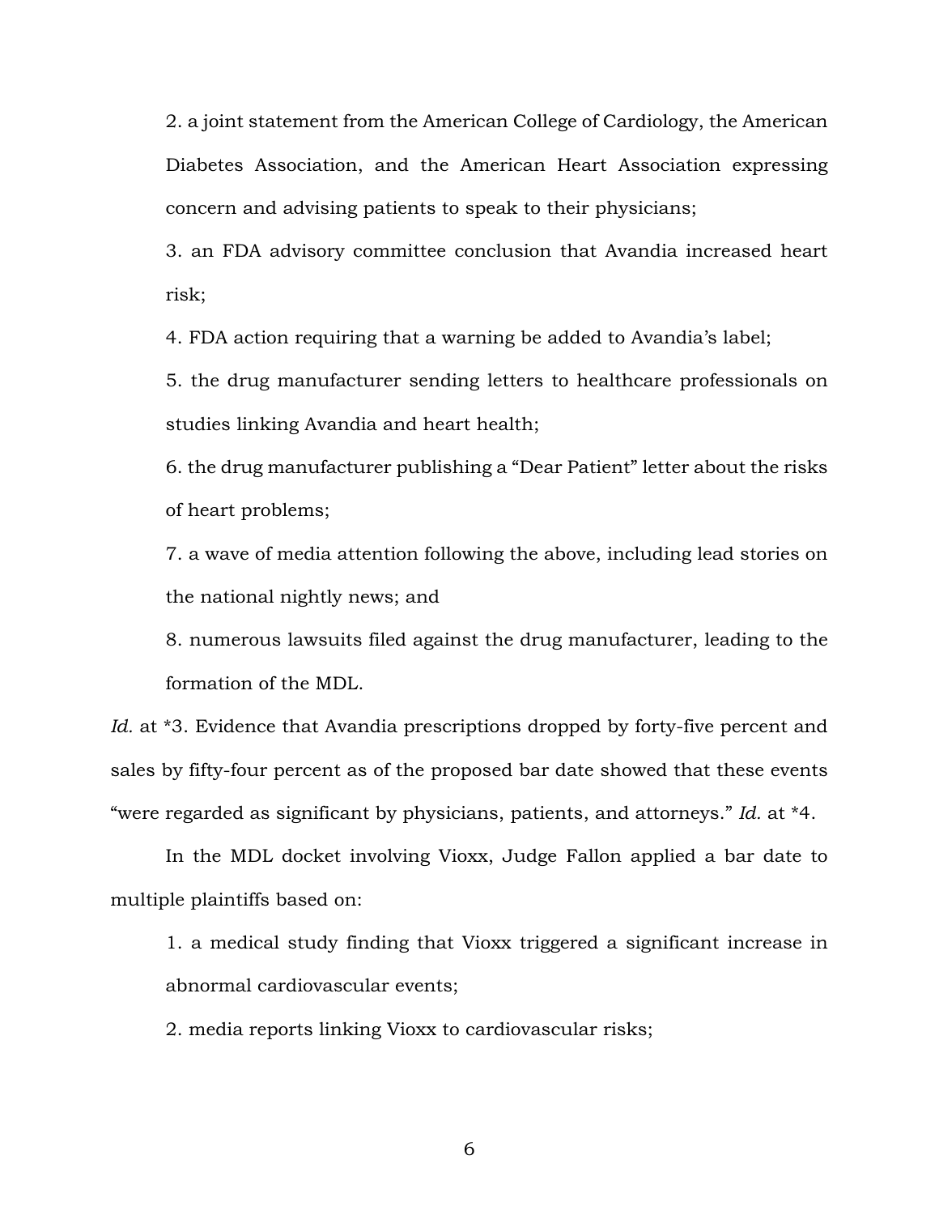2. a joint statement from the American College of Cardiology, the American Diabetes Association, and the American Heart Association expressing concern and advising patients to speak to their physicians;

3. an FDA advisory committee conclusion that Avandia increased heart risk;

4. FDA action requiring that a warning be added to Avandia's label;

5. the drug manufacturer sending letters to healthcare professionals on studies linking Avandia and heart health;

6. the drug manufacturer publishing a "Dear Patient" letter about the risks of heart problems;

7. a wave of media attention following the above, including lead stories on the national nightly news; and

8. numerous lawsuits filed against the drug manufacturer, leading to the formation of the MDL.

*Id.* at *3. Evidence that Avandia prescriptions dropped by forty-five percent and sales by fifty-four percent as of the proposed bar date showed that these events "were regarded as significant by physicians, patients, and attorneys." *Id.* at *4.

In the MDL docket involving Vioxx, Judge Fallon applied a bar date to multiple plaintiffs based on:

1. a medical study finding that Vioxx triggered a significant increase in abnormal cardiovascular events;

2. media reports linking Vioxx to cardiovascular risks;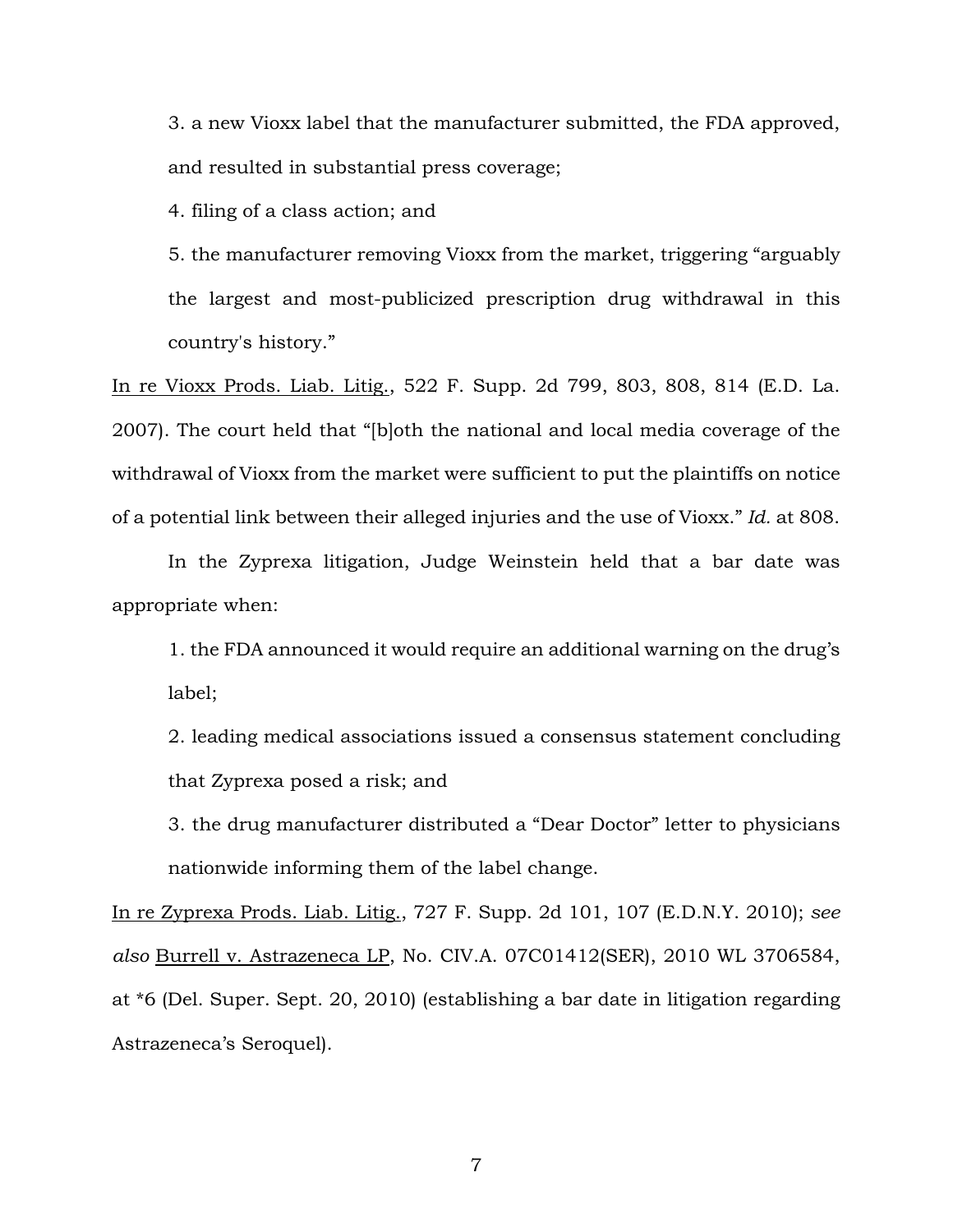3. a new Vioxx label that the manufacturer submitted, the FDA approved, and resulted in substantial press coverage;

4. filing of a class action; and

5. the manufacturer removing Vioxx from the market, triggering "arguably the largest and most-publicized prescription drug withdrawal in this country's history."

In re Vioxx Prods. Liab. Litig., 522 F. Supp. 2d 799, 803, 808, 814 (E.D. La. 2007). The court held that "[b]oth the national and local media coverage of the withdrawal of Vioxx from the market were sufficient to put the plaintiffs on notice of a potential link between their alleged injuries and the use of Vioxx." *Id.* at 808.

In the Zyprexa litigation, Judge Weinstein held that a bar date was appropriate when:

1. the FDA announced it would require an additional warning on the drug's label;

2. leading medical associations issued a consensus statement concluding that Zyprexa posed a risk; and

3. the drug manufacturer distributed a "Dear Doctor" letter to physicians nationwide informing them of the label change.

In re Zyprexa Prods. Liab. Litig., 727 F. Supp. 2d 101, 107 (E.D.N.Y. 2010); *see also* Burrell v. Astrazeneca LP, No. CIV.A. 07C01412(SER), 2010 WL 3706584, at *6 (Del. Super. Sept. 20, 2010) (establishing a bar date in litigation regarding Astrazeneca's Seroquel).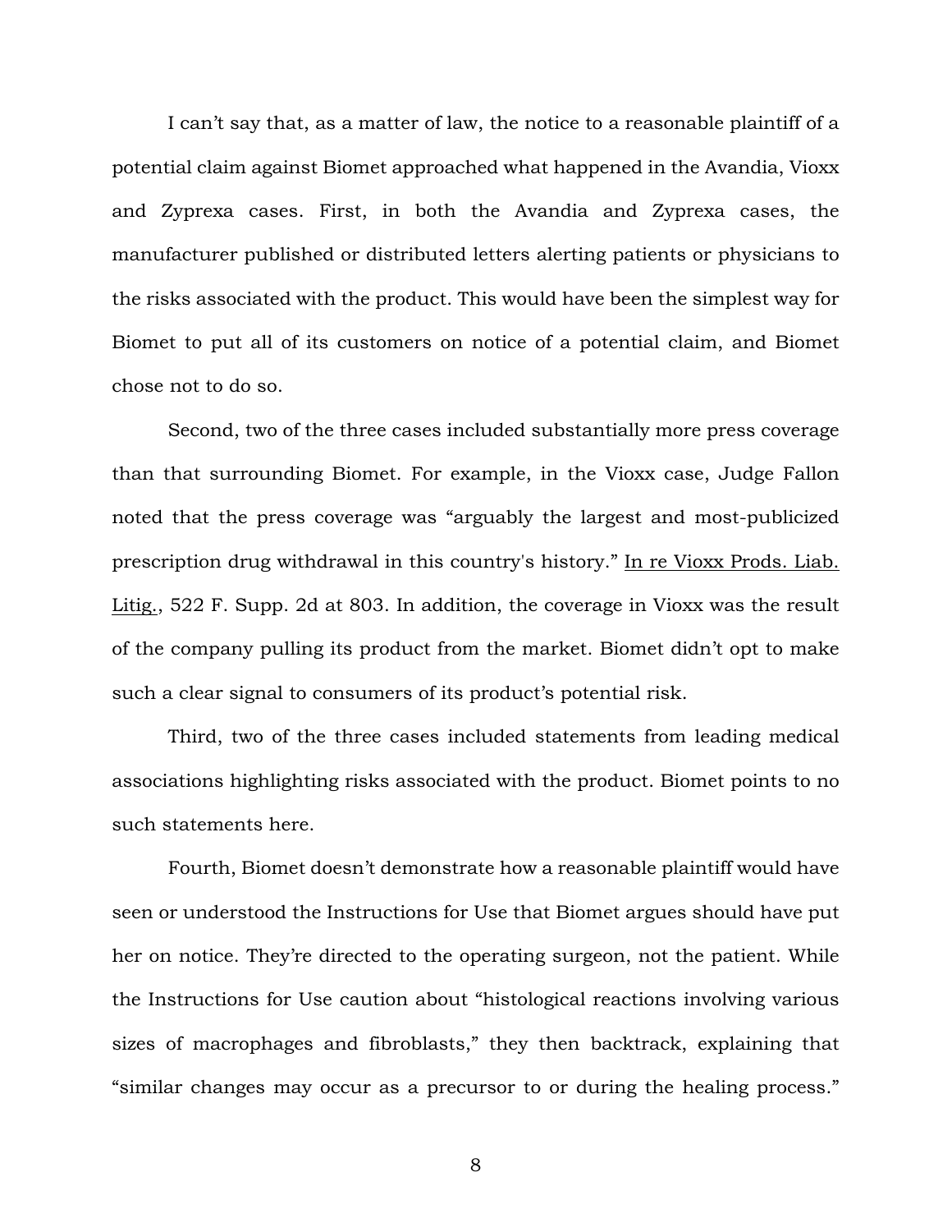I can't say that, as a matter of law, the notice to a reasonable plaintiff of a potential claim against Biomet approached what happened in the Avandia, Vioxx and Zyprexa cases. First, in both the Avandia and Zyprexa cases, the manufacturer published or distributed letters alerting patients or physicians to the risks associated with the product. This would have been the simplest way for Biomet to put all of its customers on notice of a potential claim, and Biomet chose not to do so.

Second, two of the three cases included substantially more press coverage than that surrounding Biomet. For example, in the Vioxx case, Judge Fallon noted that the press coverage was "arguably the largest and most-publicized prescription drug withdrawal in this country's history." In re Vioxx Prods. Liab. Litig., 522 F. Supp. 2d at 803. In addition, the coverage in Vioxx was the result of the company pulling its product from the market. Biomet didn't opt to make such a clear signal to consumers of its product's potential risk.

Third, two of the three cases included statements from leading medical associations highlighting risks associated with the product. Biomet points to no such statements here.

Fourth, Biomet doesn't demonstrate how a reasonable plaintiff would have seen or understood the Instructions for Use that Biomet argues should have put her on notice. They're directed to the operating surgeon, not the patient. While the Instructions for Use caution about "histological reactions involving various sizes of macrophages and fibroblasts," they then backtrack, explaining that "similar changes may occur as a precursor to or during the healing process."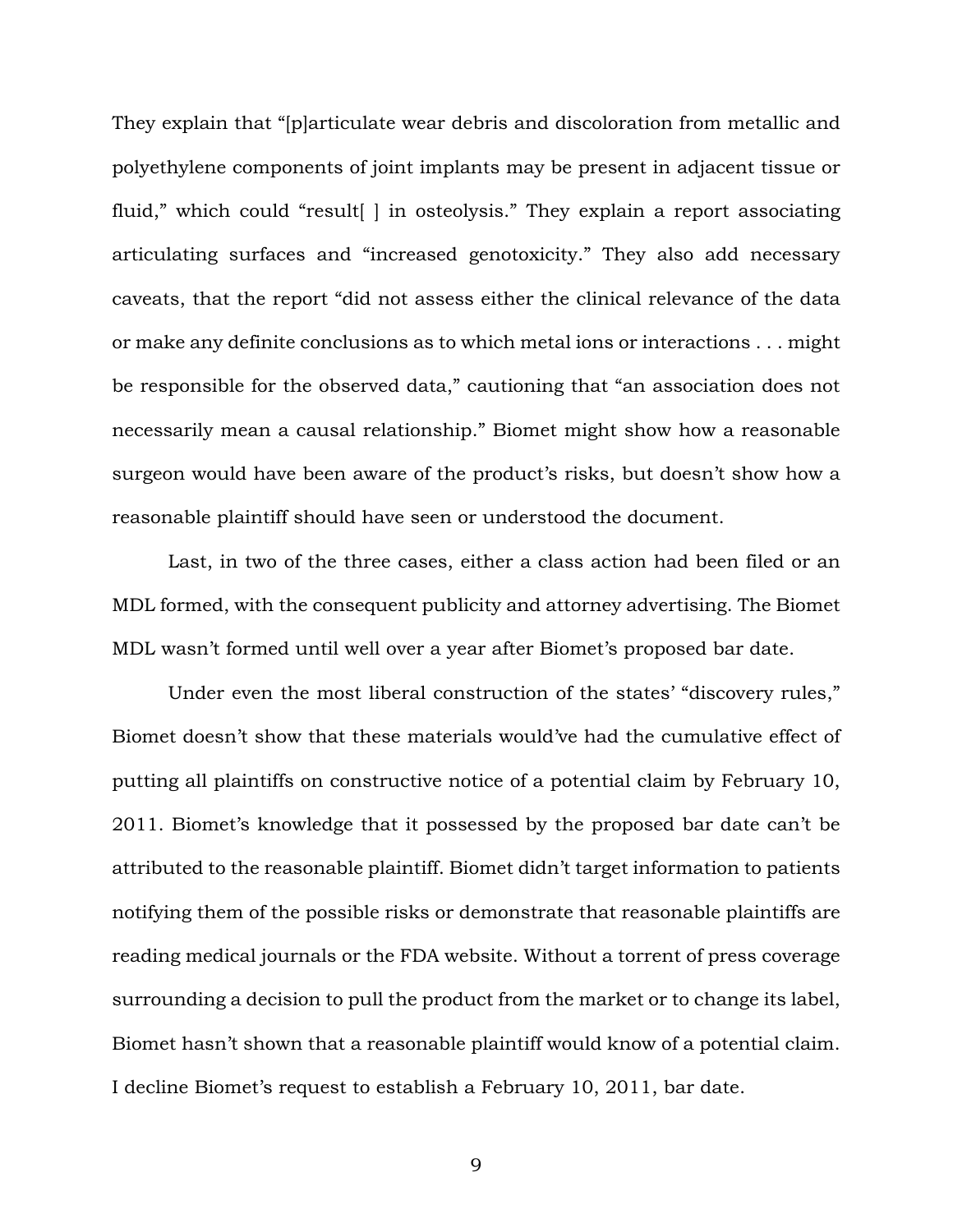They explain that "[p]articulate wear debris and discoloration from metallic and polyethylene components of joint implants may be present in adjacent tissue or fluid," which could "result[ ] in osteolysis." They explain a report associating articulating surfaces and "increased genotoxicity." They also add necessary caveats, that the report "did not assess either the clinical relevance of the data or make any definite conclusions as to which metal ions or interactions . . . might be responsible for the observed data," cautioning that "an association does not necessarily mean a causal relationship." Biomet might show how a reasonable surgeon would have been aware of the product's risks, but doesn't show how a reasonable plaintiff should have seen or understood the document.

Last, in two of the three cases, either a class action had been filed or an MDL formed, with the consequent publicity and attorney advertising. The Biomet MDL wasn't formed until well over a year after Biomet's proposed bar date.

Under even the most liberal construction of the states' "discovery rules," Biomet doesn't show that these materials would've had the cumulative effect of putting all plaintiffs on constructive notice of a potential claim by February 10, 2011. Biomet's knowledge that it possessed by the proposed bar date can't be attributed to the reasonable plaintiff. Biomet didn't target information to patients notifying them of the possible risks or demonstrate that reasonable plaintiffs are reading medical journals or the FDA website. Without a torrent of press coverage surrounding a decision to pull the product from the market or to change its label, Biomet hasn't shown that a reasonable plaintiff would know of a potential claim. I decline Biomet's request to establish a February 10, 2011, bar date.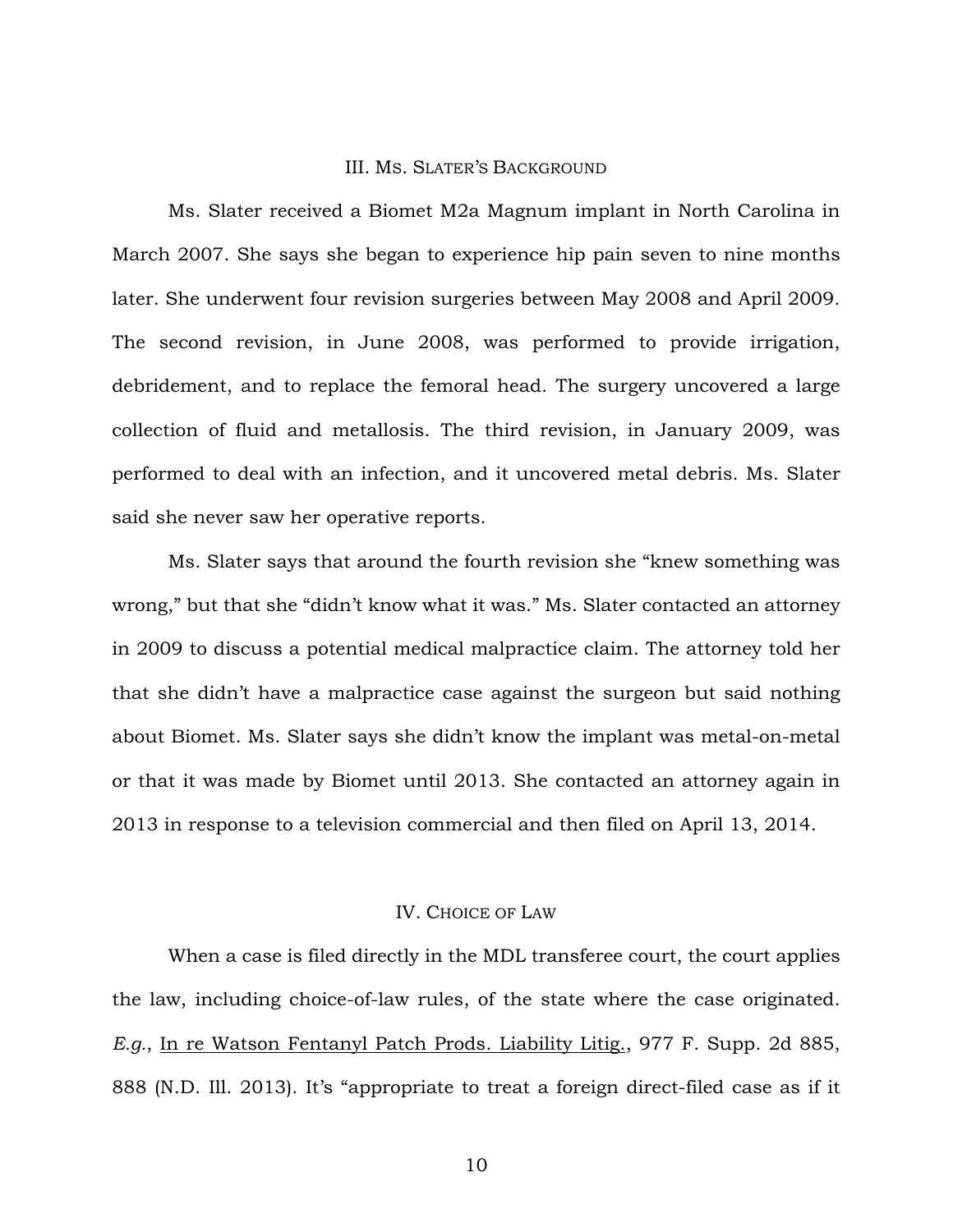## III. Ms. Slater's Background

Ms. Slater received a Biomet M2a Magnum implant in North Carolina in March 2007. She says she began to experience hip pain seven to nine months later. She underwent four revision surgeries between May 2008 and April 2009. The second revision, in June 2008, was performed to provide irrigation, debridement, and to replace the femoral head. The surgery uncovered a large collection of fluid and metallosis. The third revision, in January 2009, was performed to deal with an infection, and it uncovered metal debris. Ms. Slater said she never saw her operative reports.

Ms. Slater says that around the fourth revision she "knew something was wrong," but that she "didn't know what it was." Ms. Slater contacted an attorney in 2009 to discuss a potential medical malpractice claim. The attorney told her that she didn't have a malpractice case against the surgeon but said nothing about Biomet. Ms. Slater says she didn't know the implant was metal-on-metal or that it was made by Biomet until 2013. She contacted an attorney again in 2013 in response to a television commercial and then filed on April 13, 2014.

## IV. Choice of Law

When a case is filed directly in the MDL transferee court, the court applies the law, including choice-of-law rules, of the state where the case originated. *E.g.*, In re Watson Fentanyl Patch Prods. Liability Litig., 977 F. Supp. 2d 885, 888 (N.D. Ill. 2013). It's "appropriate to treat a foreign direct-filed case as if it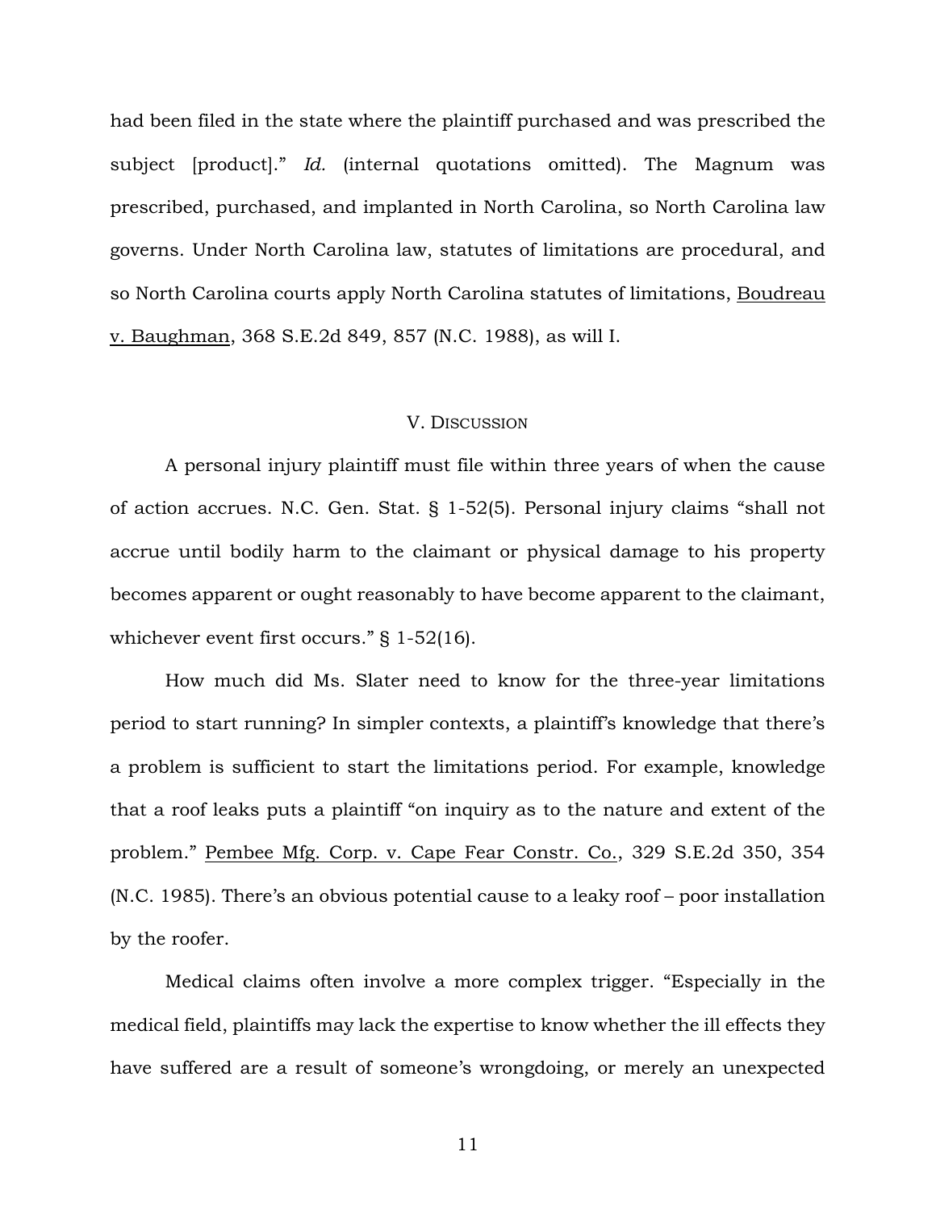had been filed in the state where the plaintiff purchased and was prescribed the subject [product].” *Id.* (internal quotations omitted). The Magnum was prescribed, purchased, and implanted in North Carolina, so North Carolina law governs. Under North Carolina law, statutes of limitations are procedural, and so North Carolina courts apply North Carolina statutes of limitations, Boudreau v. Baughman, 368 S.E.2d 849, 857 (N.C. 1988), as will I.

## V. Discussion

A personal injury plaintiff must file within three years of when the cause of action accrues. N.C. Gen. Stat. § 1-52(5). Personal injury claims “shall not accrue until bodily harm to the claimant or physical damage to his property becomes apparent or ought reasonably to have become apparent to the claimant, whichever event first occurs.” § 1-52(16).

How much did Ms. Slater need to know for the three-year limitations period to start running? In simpler contexts, a plaintiff’s knowledge that there’s a problem is sufficient to start the limitations period. For example, knowledge that a roof leaks puts a plaintiff “on inquiry as to the nature and extent of the problem.” Pembee Mfg. Corp. v. Cape Fear Constr. Co., 329 S.E.2d 350, 354 (N.C. 1985). There’s an obvious potential cause to a leaky roof – poor installation by the roofer.

Medical claims often involve a more complex trigger. “Especially in the medical field, plaintiffs may lack the expertise to know whether the ill effects they have suffered are a result of someone’s wrongdoing, or merely an unexpected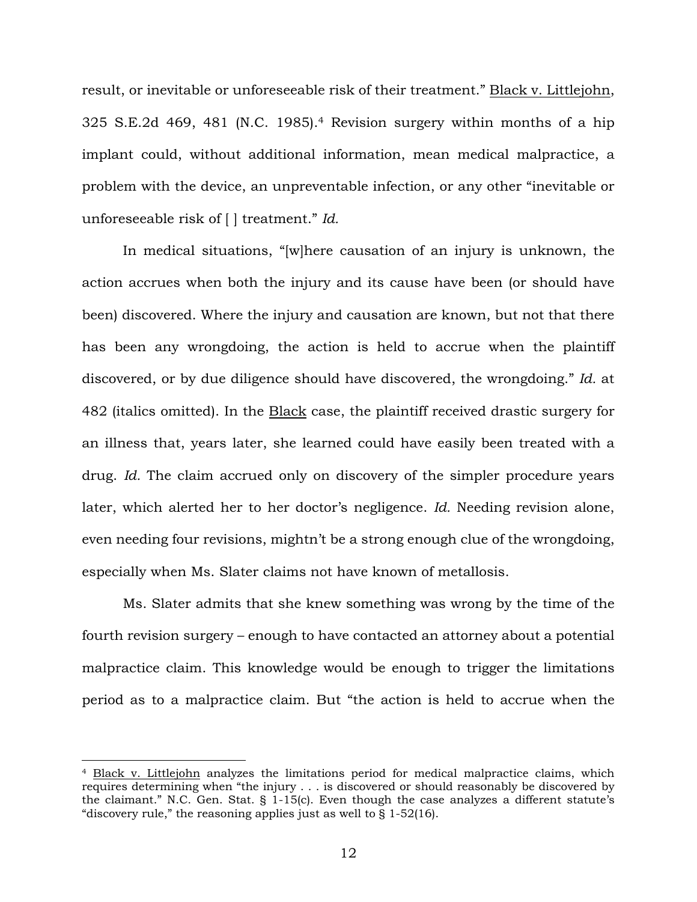result, or inevitable or unforeseeable risk of their treatment." Black v. Littlejohn, 325 S.E.2d 469, 481 (N.C. 1985).[4] Revision surgery within months of a hip implant could, without additional information, mean medical malpractice, a problem with the device, an unpreventable infection, or any other "inevitable or unforeseeable risk of [ ] treatment." *Id.*

In medical situations, "[w]here causation of an injury is unknown, the action accrues when both the injury and its cause have been (or should have been) discovered. Where the injury and causation are known, but not that there has been any wrongdoing, the action is held to accrue when the plaintiff discovered, or by due diligence should have discovered, the wrongdoing." *Id.* at 482 (italics omitted). In the Black case, the plaintiff received drastic surgery for an illness that, years later, she learned could have easily been treated with a drug. *Id.* The claim accrued only on discovery of the simpler procedure years later, which alerted her to her doctor's negligence. *Id.* Needing revision alone, even needing four revisions, mightn't be a strong enough clue of the wrongdoing, especially when Ms. Slater claims not have known of metallosis.

Ms. Slater admits that she knew something was wrong by the time of the fourth revision surgery – enough to have contacted an attorney about a potential malpractice claim. This knowledge would be enough to trigger the limitations period as to a malpractice claim. But "the action is held to accrue when the

---

[4] Black v. Littlejohn analyzes the limitations period for medical malpractice claims, which requires determining when "the injury . . . is discovered or should reasonably be discovered by the claimant." N.C. Gen. Stat. § 1-15(c). Even though the case analyzes a different statute's "discovery rule," the reasoning applies just as well to § 1-52(16).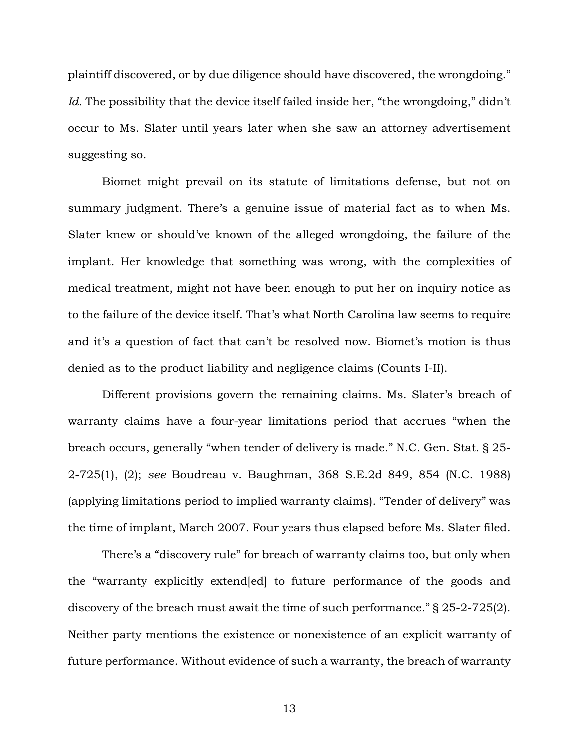plaintiff discovered, or by due diligence should have discovered, the wrongdoing." *Id.* The possibility that the device itself failed inside her, "the wrongdoing," didn't occur to Ms. Slater until years later when she saw an attorney advertisement suggesting so.

Biomet might prevail on its statute of limitations defense, but not on summary judgment. There's a genuine issue of material fact as to when Ms. Slater knew or should've known of the alleged wrongdoing, the failure of the implant. Her knowledge that something was wrong, with the complexities of medical treatment, might not have been enough to put her on inquiry notice as to the failure of the device itself. That's what North Carolina law seems to require and it's a question of fact that can't be resolved now. Biomet's motion is thus denied as to the product liability and negligence claims (Counts I-II).

Different provisions govern the remaining claims. Ms. Slater's breach of warranty claims have a four-year limitations period that accrues "when the breach occurs, generally "when tender of delivery is made." N.C. Gen. Stat. § 25-2-725(1), (2); *see* Boudreau v. Baughman, 368 S.E.2d 849, 854 (N.C. 1988) (applying limitations period to implied warranty claims). "Tender of delivery" was the time of implant, March 2007. Four years thus elapsed before Ms. Slater filed.

There's a "discovery rule" for breach of warranty claims too, but only when the "warranty explicitly extend[ed] to future performance of the goods and discovery of the breach must await the time of such performance." § 25-2-725(2). Neither party mentions the existence or nonexistence of an explicit warranty of future performance. Without evidence of such a warranty, the breach of warranty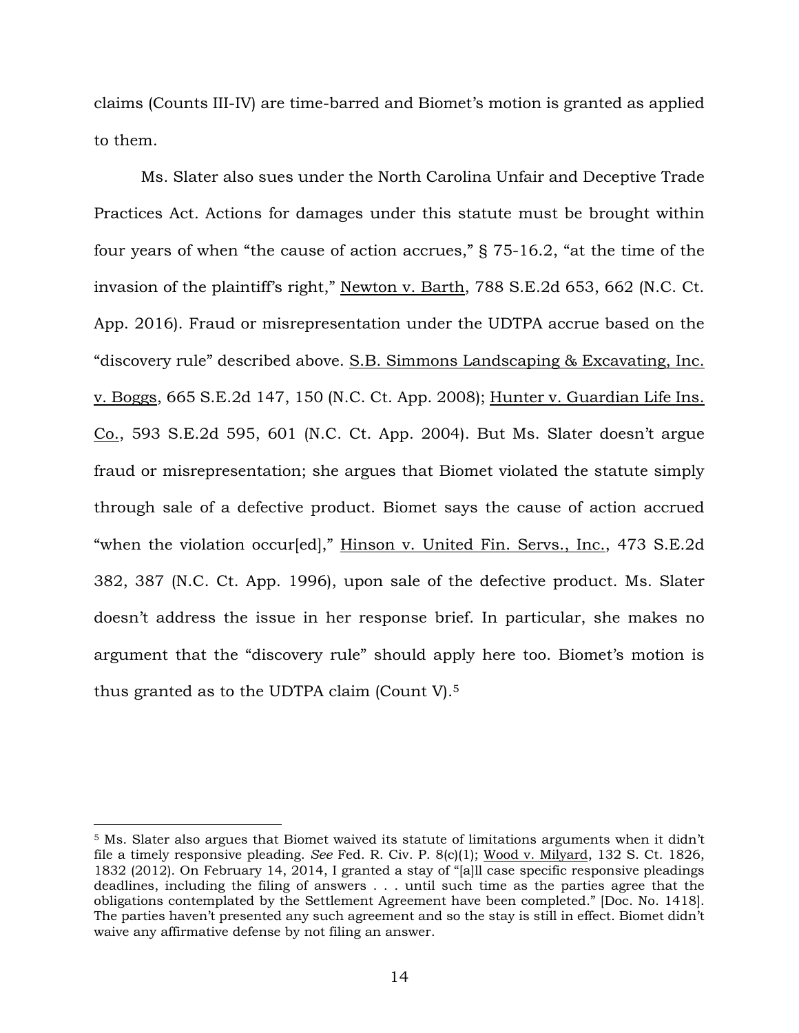claims (Counts III-IV) are time-barred and Biomet's motion is granted as applied to them.

Ms. Slater also sues under the North Carolina Unfair and Deceptive Trade Practices Act. Actions for damages under this statute must be brought within four years of when "the cause of action accrues," § 75-16.2, "at the time of the invasion of the plaintiff's right," Newton v. Barth, 788 S.E.2d 653, 662 (N.C. Ct. App. 2016). Fraud or misrepresentation under the UDTPA accrue based on the "discovery rule" described above. S.B. Simmons Landscaping & Excavating, Inc. v. Boggs, 665 S.E.2d 147, 150 (N.C. Ct. App. 2008); Hunter v. Guardian Life Ins. Co., 593 S.E.2d 595, 601 (N.C. Ct. App. 2004). But Ms. Slater doesn't argue fraud or misrepresentation; she argues that Biomet violated the statute simply through sale of a defective product. Biomet says the cause of action accrued "when the violation occur[ed]," Hinson v. United Fin. Servs., Inc., 473 S.E.2d 382, 387 (N.C. Ct. App. 1996), upon sale of the defective product. Ms. Slater doesn't address the issue in her response brief. In particular, she makes no argument that the "discovery rule" should apply here too. Biomet's motion is thus granted as to the UDTPA claim (Count V).[5]

---

[5] Ms. Slater also argues that Biomet waived its statute of limitations arguments when it didn't file a timely responsive pleading. *See* Fed. R. Civ. P. 8(c)(1); Wood v. Milyard, 132 S. Ct. 1826, 1832 (2012). On February 14, 2014, I granted a stay of "[a]ll case specific responsive pleadings deadlines, including the filing of answers . . . until such time as the parties agree that the obligations contemplated by the Settlement Agreement have been completed." [Doc. No. 1418]. The parties haven't presented any such agreement and so the stay is still in effect. Biomet didn't waive any affirmative defense by not filing an answer.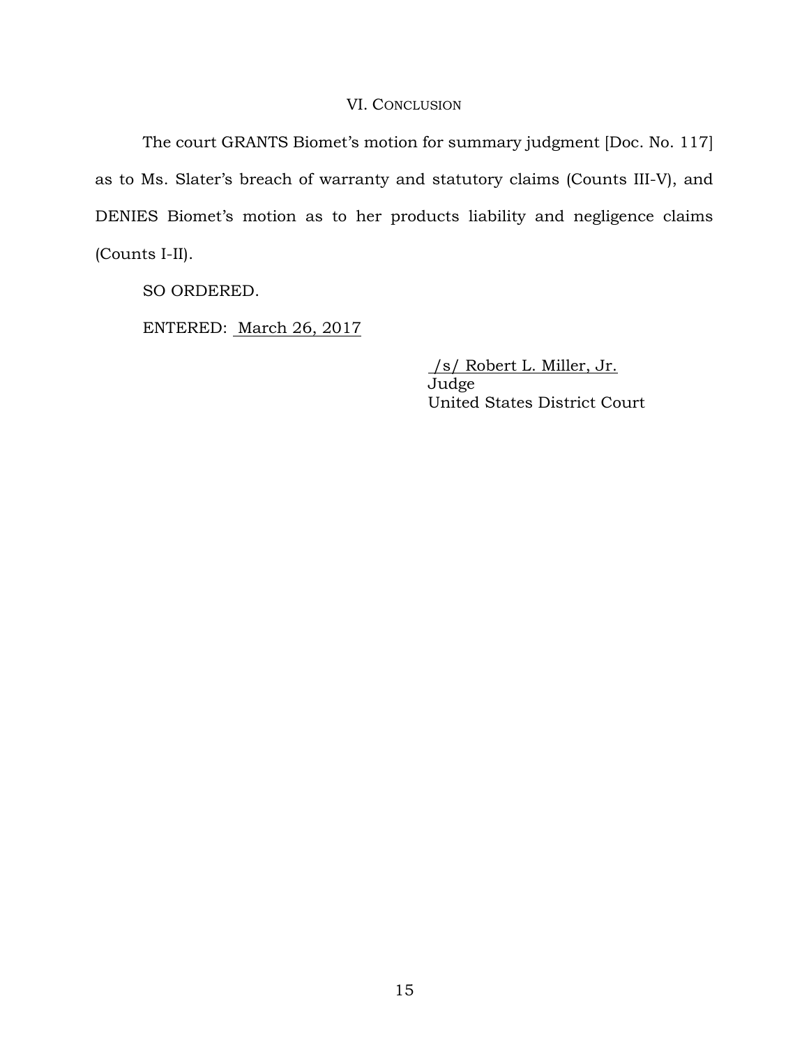## VI. Conclusion

The court GRANTS Biomet's motion for summary judgment [Doc. No. 117] as to Ms. Slater's breach of warranty and statutory claims (Counts III-V), and DENIES Biomet's motion as to her products liability and negligence claims (Counts I-II).

SO ORDERED.

ENTERED: March 26, 2017

/s/ Robert L. Miller, Jr.
Judge
United States District Court